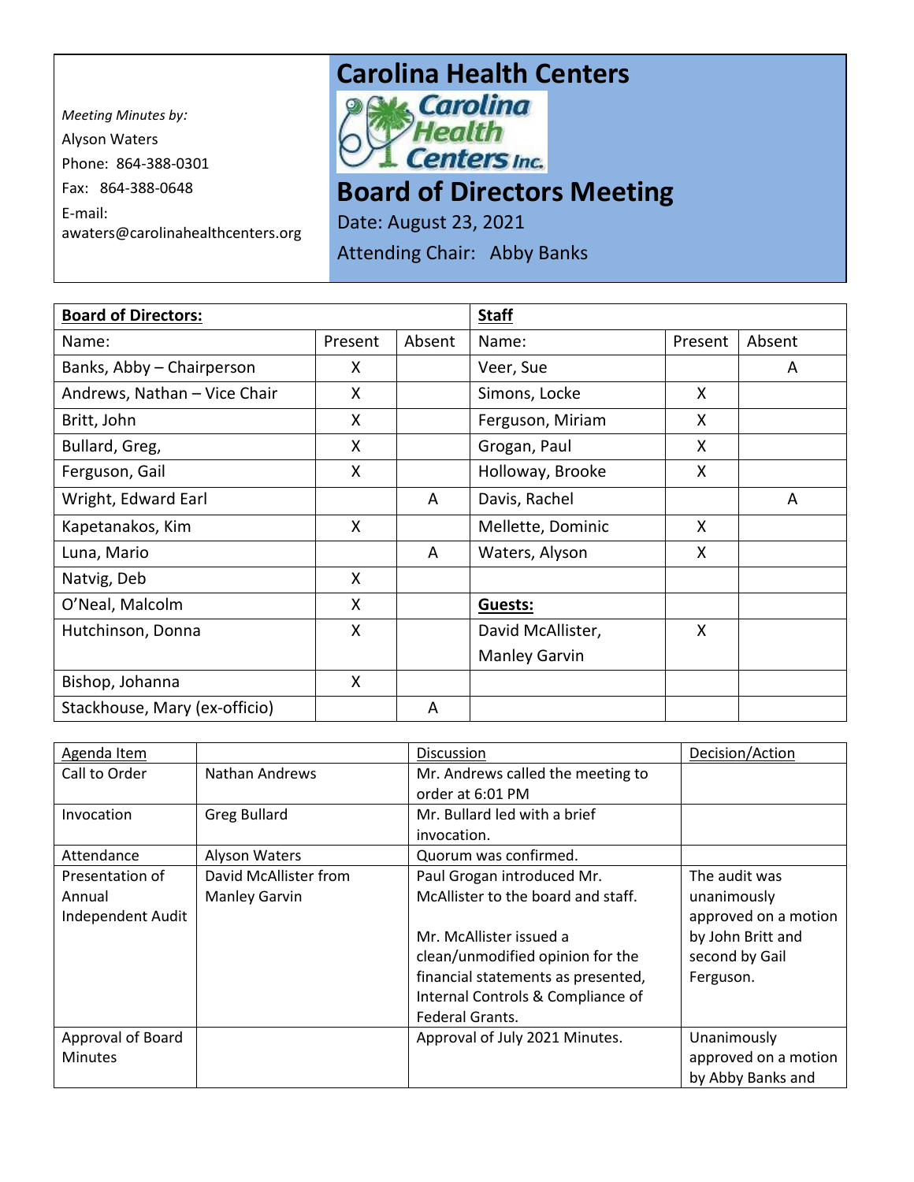*Meeting Minutes by:*
Alyson Waters
Phone: 864-388-0301
Fax: 864-388-0648
E-mail:
awaters@carolinahealthcenters.org

# Carolina Health Centers

Carolina Health Centers Inc.

# Board of Directors Meeting

Date: August 23, 2021

Attending Chair: Abby Banks

| **Board of Directors:** | | | **Staff** | | |
|---|---|---|---|---|---|
| Name: | Present | Absent | Name: | Present | Absent |
| Banks, Abby – Chairperson | X | | Veer, Sue | | A |
| Andrews, Nathan – Vice Chair | X | | Simons, Locke | X | |
| Britt, John | X | | Ferguson, Miriam | X | |
| Bullard, Greg, | X | | Grogan, Paul | X | |
| Ferguson, Gail | X | | Holloway, Brooke | X | |
| Wright, Edward Earl | | A | Davis, Rachel | | A |
| Kapetanakos, Kim | X | | Mellette, Dominic | X | |
| Luna, Mario | | A | Waters, Alyson | X | |
| Natvig, Deb | X | | | | |
| O'Neal, Malcolm | X | | **Guests:** | | |
| Hutchinson, Donna | X | | David McAllister, Manley Garvin | X | |
| Bishop, Johanna | X | | | | |
| Stackhouse, Mary (ex-officio) | | A | | | |

| Agenda Item | | Discussion | Decision/Action |
|---|---|---|---|
| Call to Order | Nathan Andrews | Mr. Andrews called the meeting to order at 6:01 PM | |
| Invocation | Greg Bullard | Mr. Bullard led with a brief invocation. | |
| Attendance | Alyson Waters | Quorum was confirmed. | |
| Presentation of Annual Independent Audit | David McAllister from Manley Garvin | Paul Grogan introduced Mr. McAllister to the board and staff.<br><br>Mr. McAllister issued a clean/unmodified opinion for the financial statements as presented, Internal Controls & Compliance of Federal Grants. | The audit was unanimously approved on a motion by John Britt and second by Gail Ferguson. |
| Approval of Board Minutes | | Approval of July 2021 Minutes. | Unanimously approved on a motion by Abby Banks and |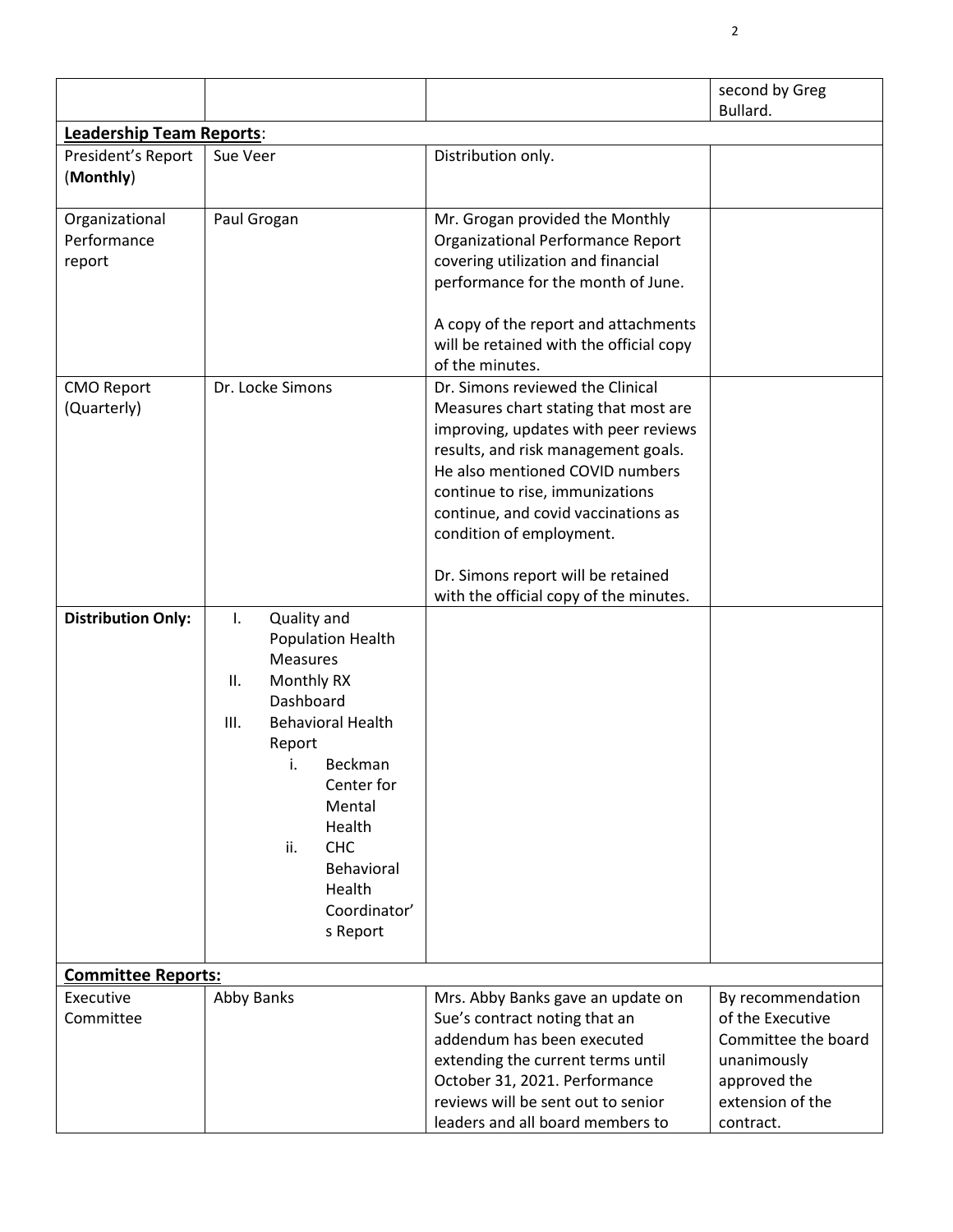| | | | |
|---|---|---|---|
| | | | second by Greg Bullard. |
| **Leadership Team Reports**: | | | |
| President's Report (**Monthly**) | Sue Veer | Distribution only. | |
| Organizational Performance report | Paul Grogan | Mr. Grogan provided the Monthly Organizational Performance Report covering utilization and financial performance for the month of June.<br><br>A copy of the report and attachments will be retained with the official copy of the minutes. | |
| CMO Report (Quarterly) | Dr. Locke Simons | Dr. Simons reviewed the Clinical Measures chart stating that most are improving, updates with peer reviews results, and risk management goals. He also mentioned COVID numbers continue to rise, immunizations continue, and covid vaccinations as condition of employment.<br><br>Dr. Simons report will be retained with the official copy of the minutes. | |
| **Distribution Only:** | I. Quality and Population Health Measures<br>II. Monthly RX Dashboard<br>III. Behavioral Health Report<br>i. Beckman Center for Mental Health<br>ii. CHC Behavioral Health Coordinator's Report | | |
| **Committee Reports:** | | | |
| Executive Committee | Abby Banks | Mrs. Abby Banks gave an update on Sue's contract noting that an addendum has been executed extending the current terms until October 31, 2021. Performance reviews will be sent out to senior leaders and all board members to | By recommendation of the Executive Committee the board unanimously approved the extension of the contract. |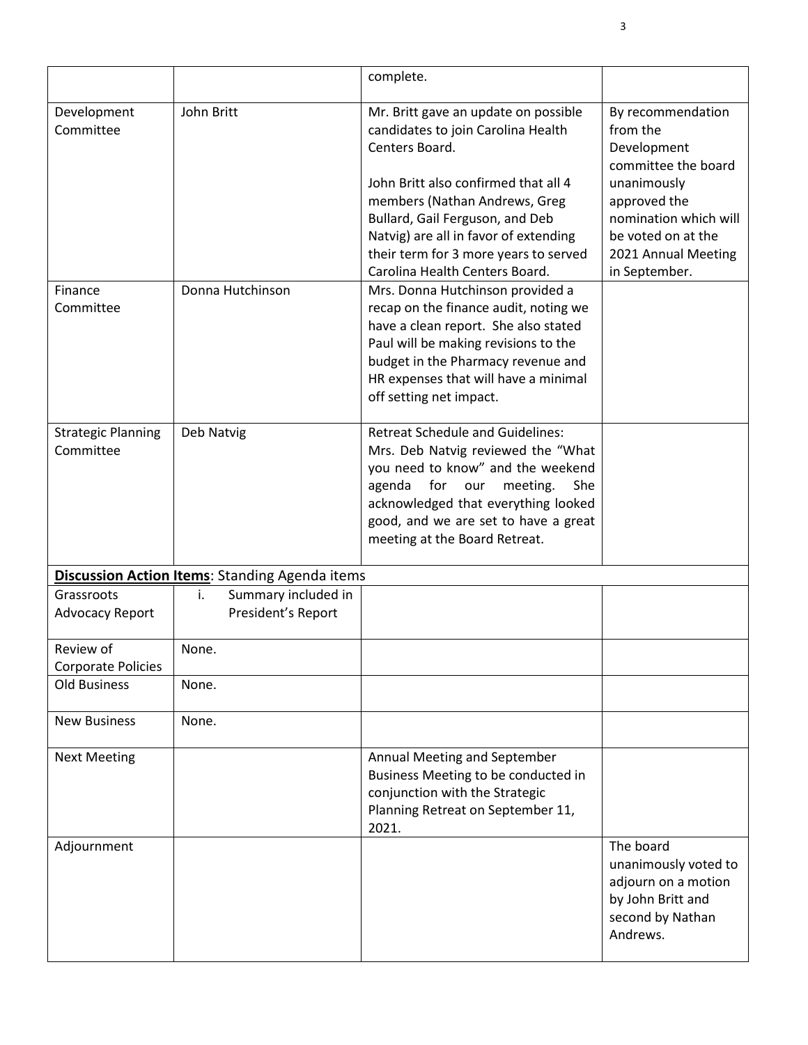| | | | |
|---|---|---|---|
| | | complete. | |
| Development Committee | John Britt | Mr. Britt gave an update on possible candidates to join Carolina Health Centers Board.<br><br>John Britt also confirmed that all 4 members (Nathan Andrews, Greg Bullard, Gail Ferguson, and Deb Natvig) are all in favor of extending their term for 3 more years to served Carolina Health Centers Board. | By recommendation from the Development committee the board unanimously approved the nomination which will be voted on at the 2021 Annual Meeting in September. |
| Finance Committee | Donna Hutchinson | Mrs. Donna Hutchinson provided a recap on the finance audit, noting we have a clean report. She also stated Paul will be making revisions to the budget in the Pharmacy revenue and HR expenses that will have a minimal off setting net impact. | |
| Strategic Planning Committee | Deb Natvig | Retreat Schedule and Guidelines:<br>Mrs. Deb Natvig reviewed the "What you need to know" and the weekend agenda for our meeting. She acknowledged that everything looked good, and we are set to have a great meeting at the Board Retreat. | |
| **Discussion Action Items**: Standing Agenda items | | | |
| Grassroots Advocacy Report | i. Summary included in President's Report | | |
| Review of Corporate Policies | None. | | |
| Old Business | None. | | |
| New Business | None. | | |
| Next Meeting | | Annual Meeting and September Business Meeting to be conducted in conjunction with the Strategic Planning Retreat on September 11, 2021. | |
| Adjournment | | | The board unanimously voted to adjourn on a motion by John Britt and second by Nathan Andrews. |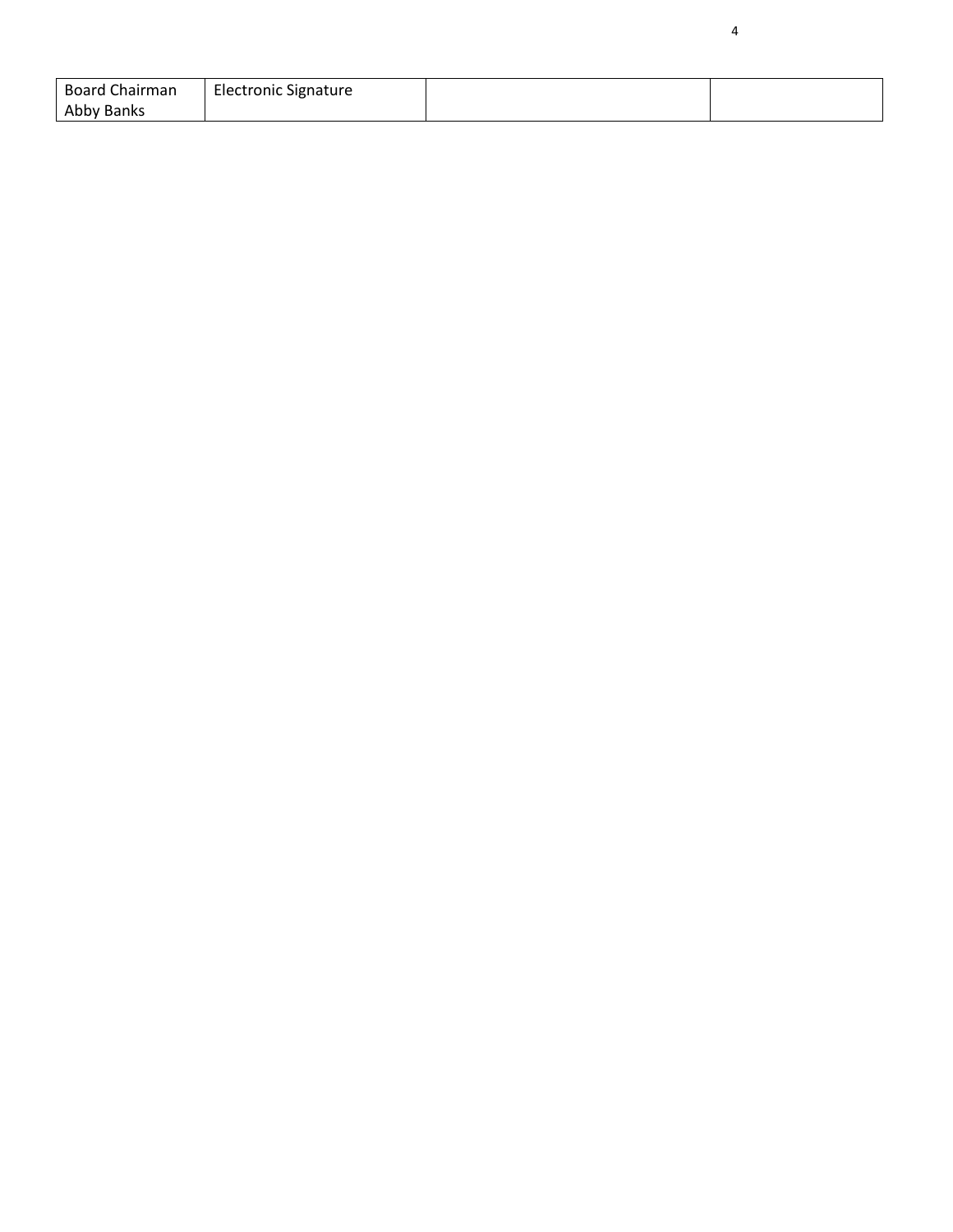| | | | |
|---|---|---|---|
| Board Chairman Abby Banks | Electronic Signature | | |